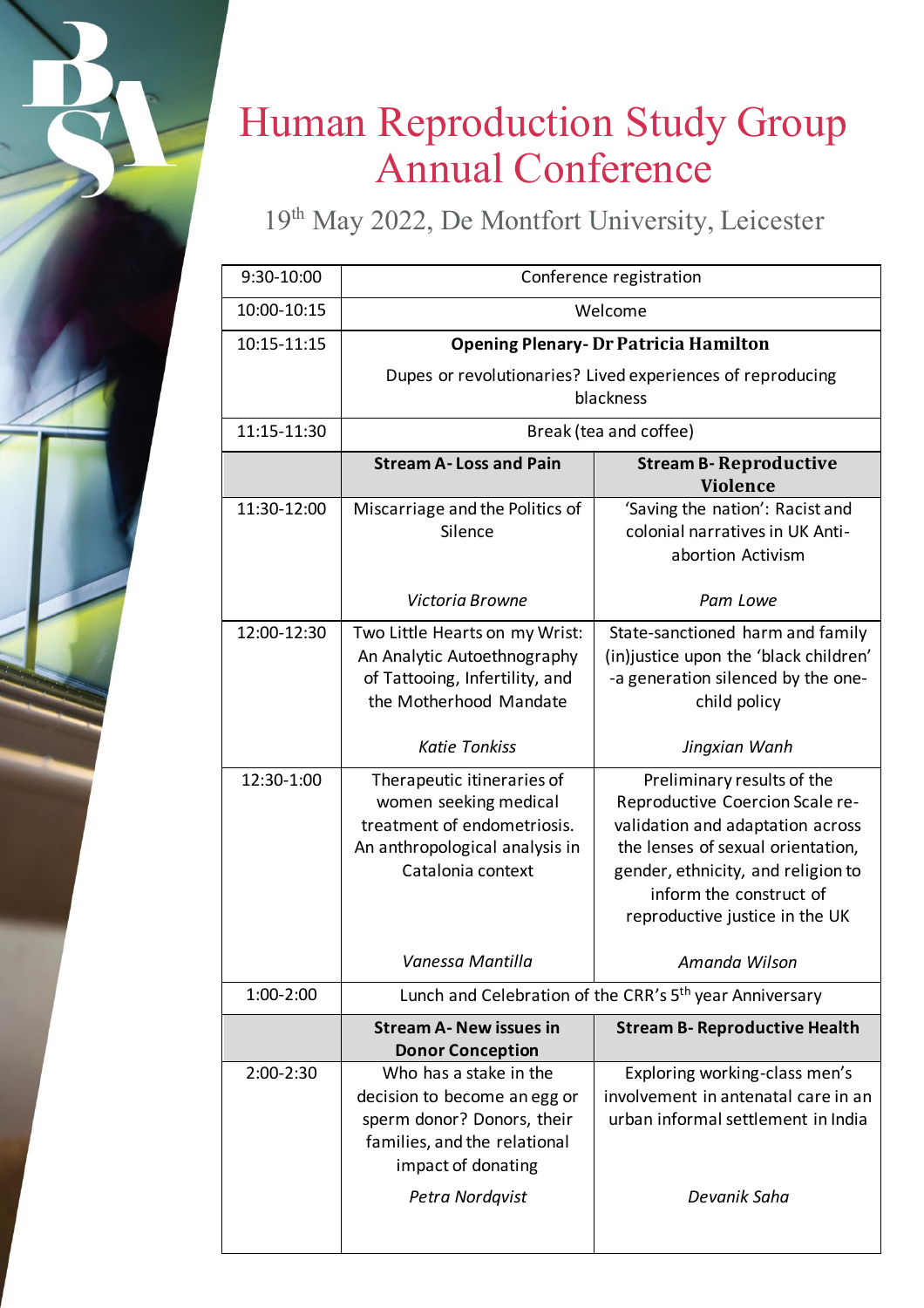# Human Reproduction Study Group Annual Conference

19th May 2022, De Montfort University, Leicester

| | | |
|---|---|---|
| 9:30-10:00 | Conference registration | |
| 10:00-10:15 | Welcome | |
| 10:15-11:15 | **Opening Plenary- Dr Patricia Hamilton**<br>Dupes or revolutionaries? Lived experiences of reproducing blackness | |
| 11:15-11:30 | Break (tea and coffee) | |
| | **Stream A- Loss and Pain** | **Stream B- Reproductive Violence** |
| 11:30-12:00 | Miscarriage and the Politics of Silence<br>*Victoria Browne* | 'Saving the nation': Racist and colonial narratives in UK Anti-abortion Activism<br>*Pam Lowe* |
| 12:00-12:30 | Two Little Hearts on my Wrist: An Analytic Autoethnography of Tattooing, Infertility, and the Motherhood Mandate<br>*Katie Tonkiss* | State-sanctioned harm and family (in)justice upon the 'black children' -a generation silenced by the one-child policy<br>*Jingxian Wanh* |
| 12:30-1:00 | Therapeutic itineraries of women seeking medical treatment of endometriosis. An anthropological analysis in Catalonia context<br>*Vanessa Mantilla* | Preliminary results of the Reproductive Coercion Scale re-validation and adaptation across the lenses of sexual orientation, gender, ethnicity, and religion to inform the construct of reproductive justice in the UK<br>*Amanda Wilson* |
| 1:00-2:00 | Lunch and Celebration of the CRR's 5th year Anniversary | |
| | **Stream A- New issues in Donor Conception** | **Stream B- Reproductive Health** |
| 2:00-2:30 | Who has a stake in the decision to become an egg or sperm donor? Donors, their families, and the relational impact of donating<br>*Petra Nordqvist* | Exploring working-class men's involvement in antenatal care in an urban informal settlement in India<br>*Devanik Saha* |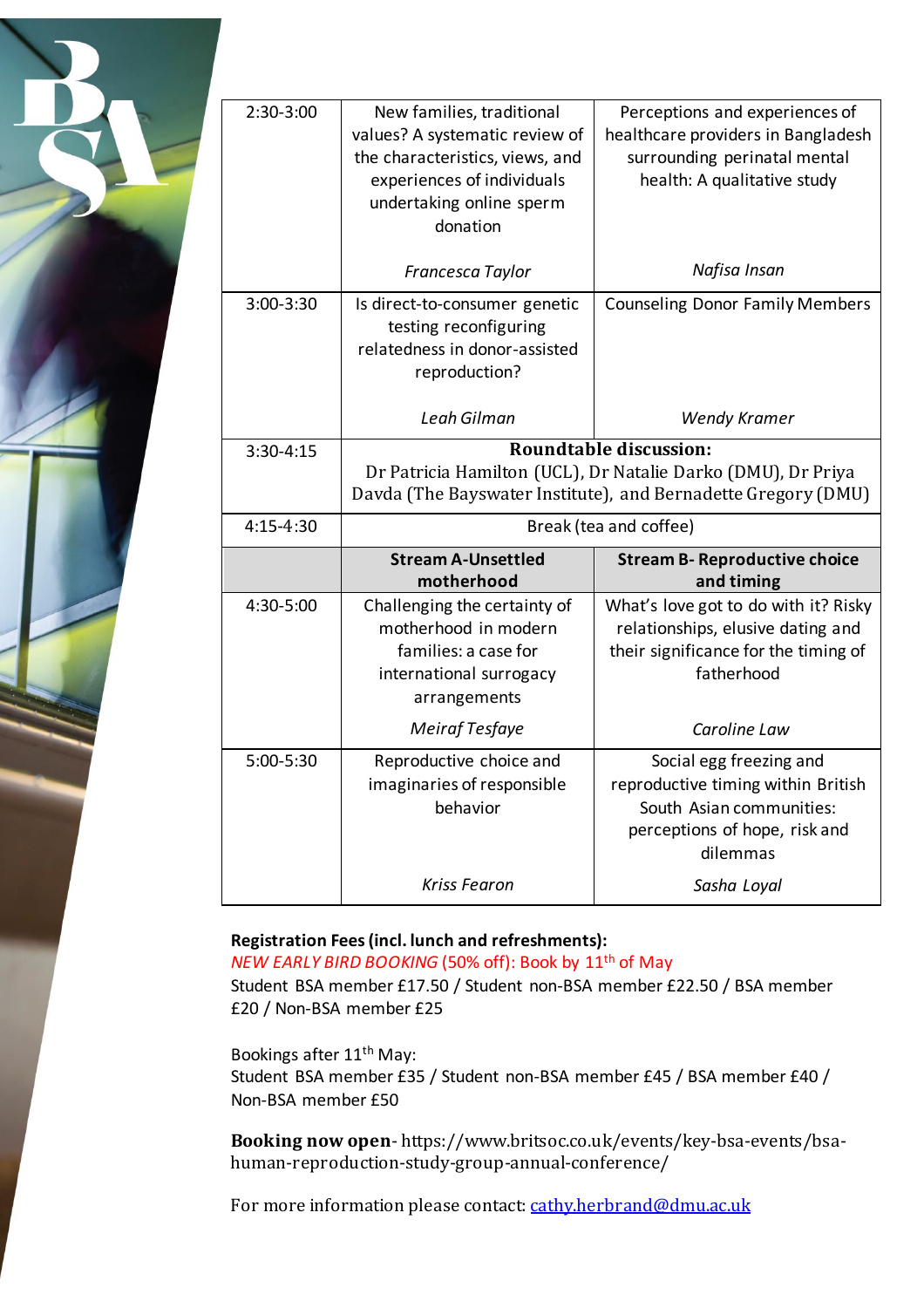| | | |
|---|---|---|
| 2:30-3:00 | New families, traditional values? A systematic review of the characteristics, views, and experiences of individuals undertaking online sperm donation<br><br>*Francesca Taylor* | Perceptions and experiences of healthcare providers in Bangladesh surrounding perinatal mental health: A qualitative study<br><br>*Nafisa Insan* |
| 3:00-3:30 | Is direct-to-consumer genetic testing reconfiguring relatedness in donor-assisted reproduction?<br><br>*Leah Gilman* | Counseling Donor Family Members<br><br>*Wendy Kramer* |
| 3:30-4:15 | **Roundtable discussion:**<br>Dr Patricia Hamilton (UCL), Dr Natalie Darko (DMU), Dr Priya Davda (The Bayswater Institute), and Bernadette Gregory (DMU) | |
| 4:15-4:30 | Break (tea and coffee) | |
| | **Stream A-Unsettled motherhood** | **Stream B- Reproductive choice and timing** |
| 4:30-5:00 | Challenging the certainty of motherhood in modern families: a case for international surrogacy arrangements<br><br>*Meiraf Tesfaye* | What's love got to do with it? Risky relationships, elusive dating and their significance for the timing of fatherhood<br><br>*Caroline Law* |
| 5:00-5:30 | Reproductive choice and imaginaries of responsible behavior<br><br>*Kriss Fearon* | Social egg freezing and reproductive timing within British South Asian communities: perceptions of hope, risk and dilemmas<br><br>*Sasha Loyal* |

**Registration Fees (incl. lunch and refreshments):**

*NEW EARLY BIRD BOOKING* (50% off): Book by 11th of May

Student BSA member £17.50 / Student non-BSA member £22.50 / BSA member £20 / Non-BSA member £25

Bookings after 11th May:

Student BSA member £35 / Student non-BSA member £45 / BSA member £40 / Non-BSA member £50

**Booking now open**- https://www.britsoc.co.uk/events/key-bsa-events/bsa-human-reproduction-study-group-annual-conference/

For more information please contact: cathy.herbrand@dmu.ac.uk